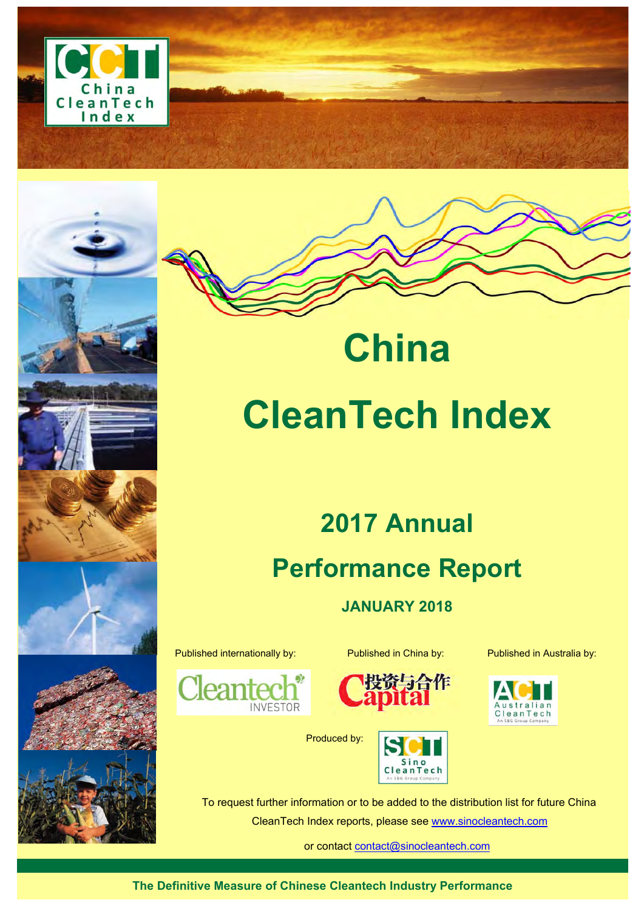# China CleanTech Index

## 2017 Annual Performance Report

**JANUARY 2018**

Published internationally by: Cleantech Investor

Published in China by: 投资与合作 Capital

Published in Australia by: Australian CleanTech

Produced by: Sino CleanTech

To request further information or to be added to the distribution list for future China CleanTech Index reports, please see www.sinocleantech.com

or contact contact@sinocleantech.com

**The Definitive Measure of Chinese Cleantech Industry Performance**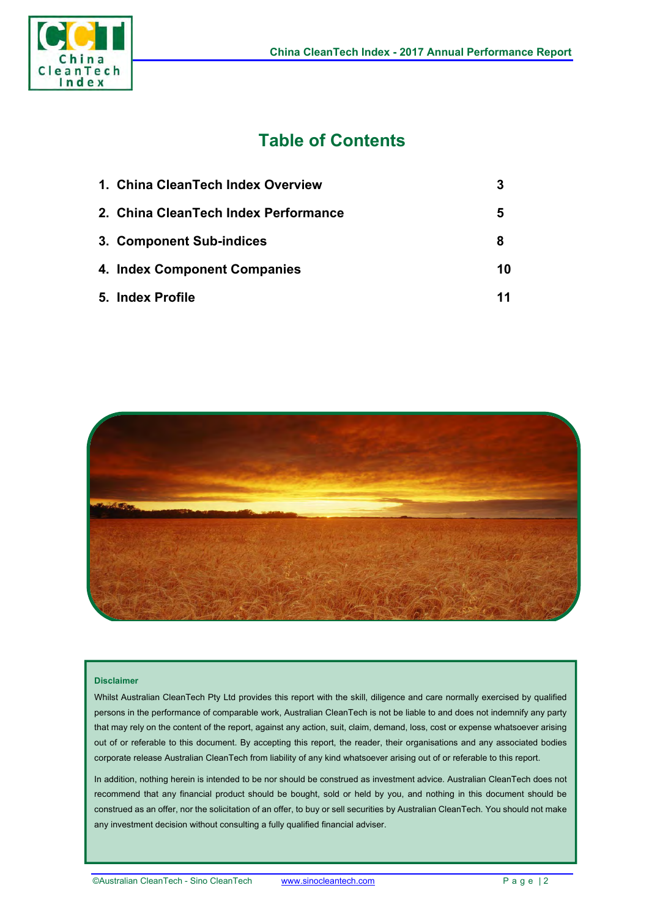# Table of Contents

| | |
|---|---|
| 1. China CleanTech Index Overview | 3 |
| 2. China CleanTech Index Performance | 5 |
| 3. Component Sub-indices | 8 |
| 4. Index Component Companies | 10 |
| 5. Index Profile | 11 |

**Disclaimer**

Whilst Australian CleanTech Pty Ltd provides this report with the skill, diligence and care normally exercised by qualified persons in the performance of comparable work, Australian CleanTech is not be liable to and does not indemnify any party that may rely on the content of the report, against any action, suit, claim, demand, loss, cost or expense whatsoever arising out of or referable to this document. By accepting this report, the reader, their organisations and any associated bodies corporate release Australian CleanTech from liability of any kind whatsoever arising out of or referable to this report.

In addition, nothing herein is intended to be nor should be construed as investment advice. Australian CleanTech does not recommend that any financial product should be bought, sold or held by you, and nothing in this document should be construed as an offer, nor the solicitation of an offer, to buy or sell securities by Australian CleanTech. You should not make any investment decision without consulting a fully qualified financial adviser.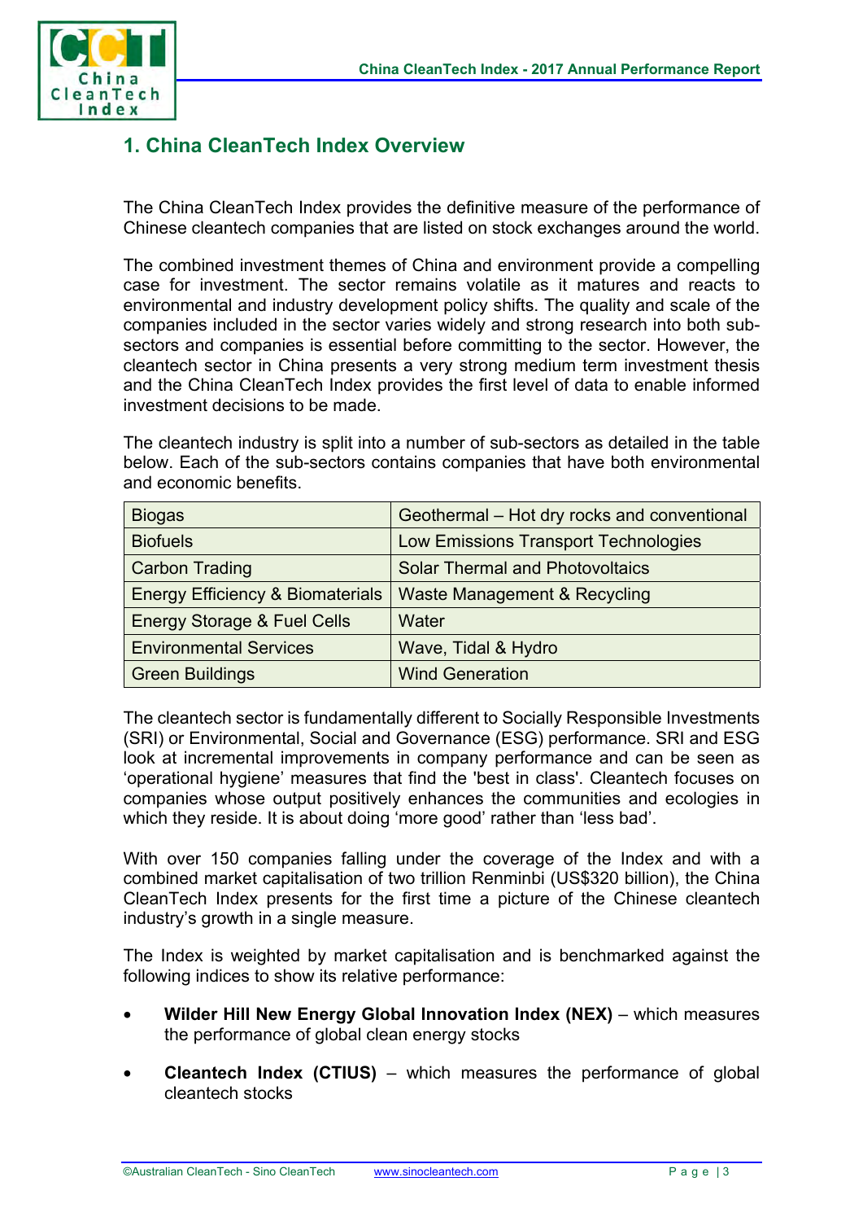## 1. China CleanTech Index Overview

The China CleanTech Index provides the definitive measure of the performance of Chinese cleantech companies that are listed on stock exchanges around the world.

The combined investment themes of China and environment provide a compelling case for investment. The sector remains volatile as it matures and reacts to environmental and industry development policy shifts. The quality and scale of the companies included in the sector varies widely and strong research into both sub-sectors and companies is essential before committing to the sector. However, the cleantech sector in China presents a very strong medium term investment thesis and the China CleanTech Index provides the first level of data to enable informed investment decisions to be made.

The cleantech industry is split into a number of sub-sectors as detailed in the table below. Each of the sub-sectors contains companies that have both environmental and economic benefits.

| | |
|---|---|
| Biogas | Geothermal – Hot dry rocks and conventional |
| Biofuels | Low Emissions Transport Technologies |
| Carbon Trading | Solar Thermal and Photovoltaics |
| Energy Efficiency & Biomaterials | Waste Management & Recycling |
| Energy Storage & Fuel Cells | Water |
| Environmental Services | Wave, Tidal & Hydro |
| Green Buildings | Wind Generation |

The cleantech sector is fundamentally different to Socially Responsible Investments (SRI) or Environmental, Social and Governance (ESG) performance. SRI and ESG look at incremental improvements in company performance and can be seen as 'operational hygiene' measures that find the 'best in class'. Cleantech focuses on companies whose output positively enhances the communities and ecologies in which they reside. It is about doing 'more good' rather than 'less bad'.

With over 150 companies falling under the coverage of the Index and with a combined market capitalisation of two trillion Renminbi (US$320 billion), the China CleanTech Index presents for the first time a picture of the Chinese cleantech industry's growth in a single measure.

The Index is weighted by market capitalisation and is benchmarked against the following indices to show its relative performance:

- **Wilder Hill New Energy Global Innovation Index (NEX)** – which measures the performance of global clean energy stocks
- **Cleantech Index (CTIUS)** – which measures the performance of global cleantech stocks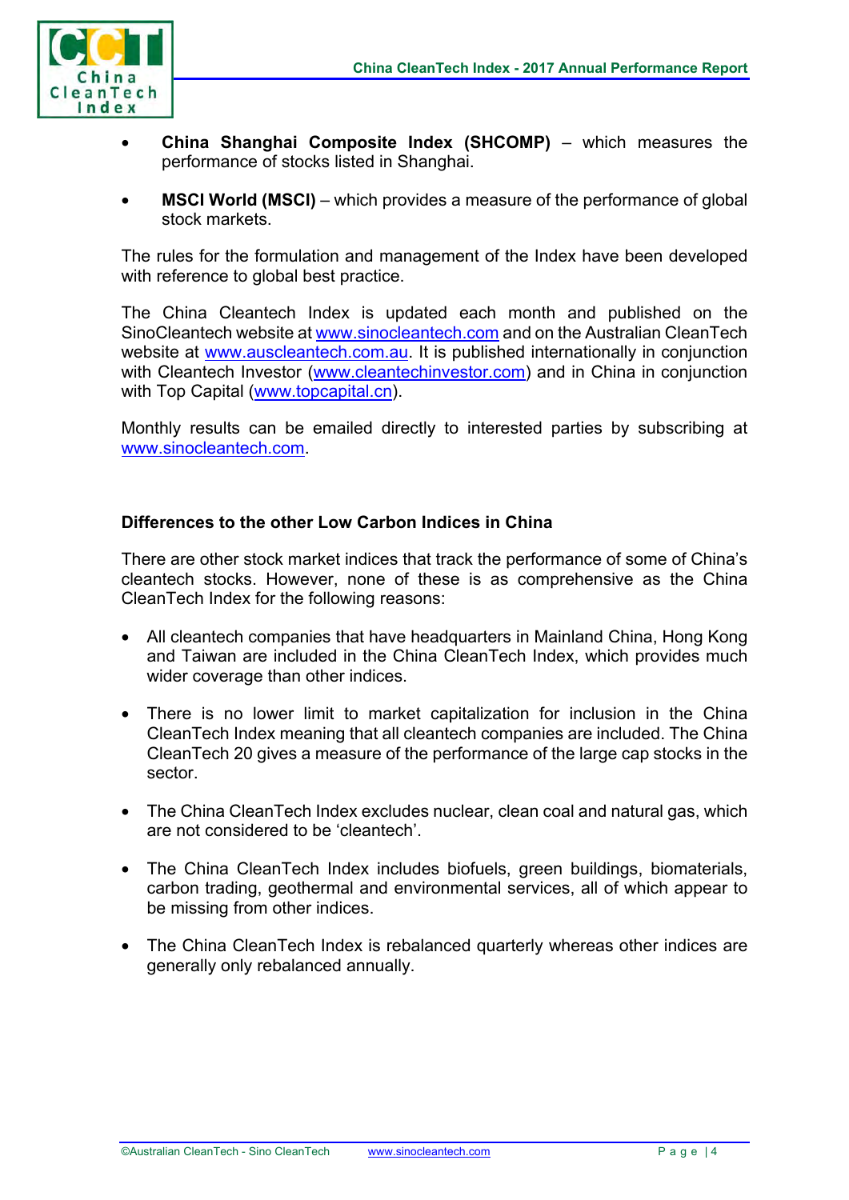- **China Shanghai Composite Index (SHCOMP)** – which measures the performance of stocks listed in Shanghai.
- **MSCI World (MSCI)** – which provides a measure of the performance of global stock markets.

The rules for the formulation and management of the Index have been developed with reference to global best practice.

The China Cleantech Index is updated each month and published on the SinoCleantech website at www.sinocleantech.com and on the Australian CleanTech website at www.auscleantech.com.au. It is published internationally in conjunction with Cleantech Investor (www.cleantechinvestor.com) and in China in conjunction with Top Capital (www.topcapital.cn).

Monthly results can be emailed directly to interested parties by subscribing at www.sinocleantech.com.

### Differences to the other Low Carbon Indices in China

There are other stock market indices that track the performance of some of China's cleantech stocks. However, none of these is as comprehensive as the China CleanTech Index for the following reasons:

- All cleantech companies that have headquarters in Mainland China, Hong Kong and Taiwan are included in the China CleanTech Index, which provides much wider coverage than other indices.
- There is no lower limit to market capitalization for inclusion in the China CleanTech Index meaning that all cleantech companies are included. The China CleanTech 20 gives a measure of the performance of the large cap stocks in the sector.
- The China CleanTech Index excludes nuclear, clean coal and natural gas, which are not considered to be 'cleantech'.
- The China CleanTech Index includes biofuels, green buildings, biomaterials, carbon trading, geothermal and environmental services, all of which appear to be missing from other indices.
- The China CleanTech Index is rebalanced quarterly whereas other indices are generally only rebalanced annually.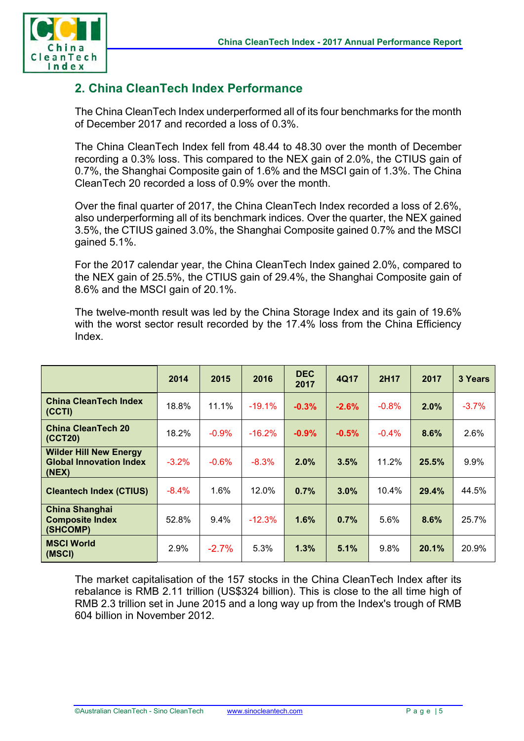## 2. China CleanTech Index Performance

The China CleanTech Index underperformed all of its four benchmarks for the month of December 2017 and recorded a loss of 0.3%.

The China CleanTech Index fell from 48.44 to 48.30 over the month of December recording a 0.3% loss. This compared to the NEX gain of 2.0%, the CTIUS gain of 0.7%, the Shanghai Composite gain of 1.6% and the MSCI gain of 1.3%. The China CleanTech 20 recorded a loss of 0.9% over the month.

Over the final quarter of 2017, the China CleanTech Index recorded a loss of 2.6%, also underperforming all of its benchmark indices. Over the quarter, the NEX gained 3.5%, the CTIUS gained 3.0%, the Shanghai Composite gained 0.7% and the MSCI gained 5.1%.

For the 2017 calendar year, the China CleanTech Index gained 2.0%, compared to the NEX gain of 25.5%, the CTIUS gain of 29.4%, the Shanghai Composite gain of 8.6% and the MSCI gain of 20.1%.

The twelve-month result was led by the China Storage Index and its gain of 19.6% with the worst sector result recorded by the 17.4% loss from the China Efficiency Index.

| | 2014 | 2015 | 2016 | DEC 2017 | 4Q17 | 2H17 | 2017 | 3 Years |
|---|---|---|---|---|---|---|---|---|
| **China CleanTech Index (CCTI)** | 18.8% | 11.1% | -19.1% | **-0.3%** | **-2.6%** | -0.8% | **2.0%** | -3.7% |
| **China CleanTech 20 (CCT20)** | 18.2% | -0.9% | -16.2% | **-0.9%** | **-0.5%** | -0.4% | **8.6%** | 2.6% |
| **Wilder Hill New Energy Global Innovation Index (NEX)** | -3.2% | -0.6% | -8.3% | **2.0%** | **3.5%** | 11.2% | **25.5%** | 9.9% |
| **Cleantech Index (CTIUS)** | -8.4% | 1.6% | 12.0% | **0.7%** | **3.0%** | 10.4% | **29.4%** | 44.5% |
| **China Shanghai Composite Index (SHCOMP)** | 52.8% | 9.4% | -12.3% | **1.6%** | **0.7%** | 5.6% | **8.6%** | 25.7% |
| **MSCI World (MSCI)** | 2.9% | -2.7% | 5.3% | **1.3%** | **5.1%** | 9.8% | **20.1%** | 20.9% |

The market capitalisation of the 157 stocks in the China CleanTech Index after its rebalance is RMB 2.11 trillion (US$324 billion). This is close to the all time high of RMB 2.3 trillion set in June 2015 and a long way up from the Index's trough of RMB 604 billion in November 2012.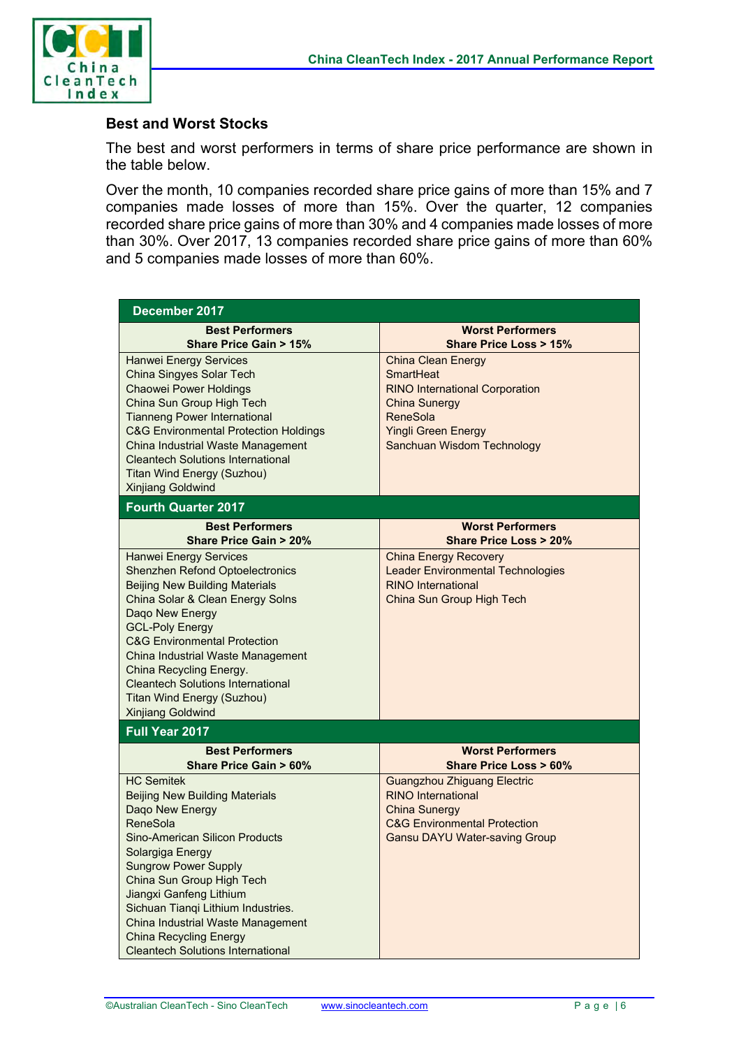### Best and Worst Stocks

The best and worst performers in terms of share price performance are shown in the table below.

Over the month, 10 companies recorded share price gains of more than 15% and 7 companies made losses of more than 15%. Over the quarter, 12 companies recorded share price gains of more than 30% and 4 companies made losses of more than 30%. Over 2017, 13 companies recorded share price gains of more than 60% and 5 companies made losses of more than 60%.

| **December 2017** | |
|---|---|
| **Best Performers Share Price Gain > 15%** | **Worst Performers Share Price Loss > 15%** |
| Hanwei Energy Services | China Clean Energy |
| China Singyes Solar Tech | SmartHeat |
| Chaowei Power Holdings | RINO International Corporation |
| China Sun Group High Tech | China Sunergy |
| Tianneng Power International | ReneSola |
| C&G Environmental Protection Holdings | Yingli Green Energy |
| China Industrial Waste Management | Sanchuan Wisdom Technology |
| Cleantech Solutions International | |
| Titan Wind Energy (Suzhou) | |
| Xinjiang Goldwind | |
| **Fourth Quarter 2017** | |
| **Best Performers Share Price Gain > 20%** | **Worst Performers Share Price Loss > 20%** |
| Hanwei Energy Services | China Energy Recovery |
| Shenzhen Refond Optoelectronics | Leader Environmental Technologies |
| Beijing New Building Materials | RINO International |
| China Solar & Clean Energy Solns | China Sun Group High Tech |
| Daqo New Energy | |
| GCL-Poly Energy | |
| C&G Environmental Protection | |
| China Industrial Waste Management | |
| China Recycling Energy. | |
| Cleantech Solutions International | |
| Titan Wind Energy (Suzhou) | |
| Xinjiang Goldwind | |
| **Full Year 2017** | |
| **Best Performers Share Price Gain > 60%** | **Worst Performers Share Price Loss > 60%** |
| HC Semitek | Guangzhou Zhiguang Electric |
| Beijing New Building Materials | RINO International |
| Daqo New Energy | China Sunergy |
| ReneSola | C&G Environmental Protection |
| Sino-American Silicon Products | Gansu DAYU Water-saving Group |
| Solargiga Energy | |
| Sungrow Power Supply | |
| China Sun Group High Tech | |
| Jiangxi Ganfeng Lithium | |
| Sichuan Tianqi Lithium Industries. | |
| China Industrial Waste Management | |
| China Recycling Energy | |
| Cleantech Solutions International | |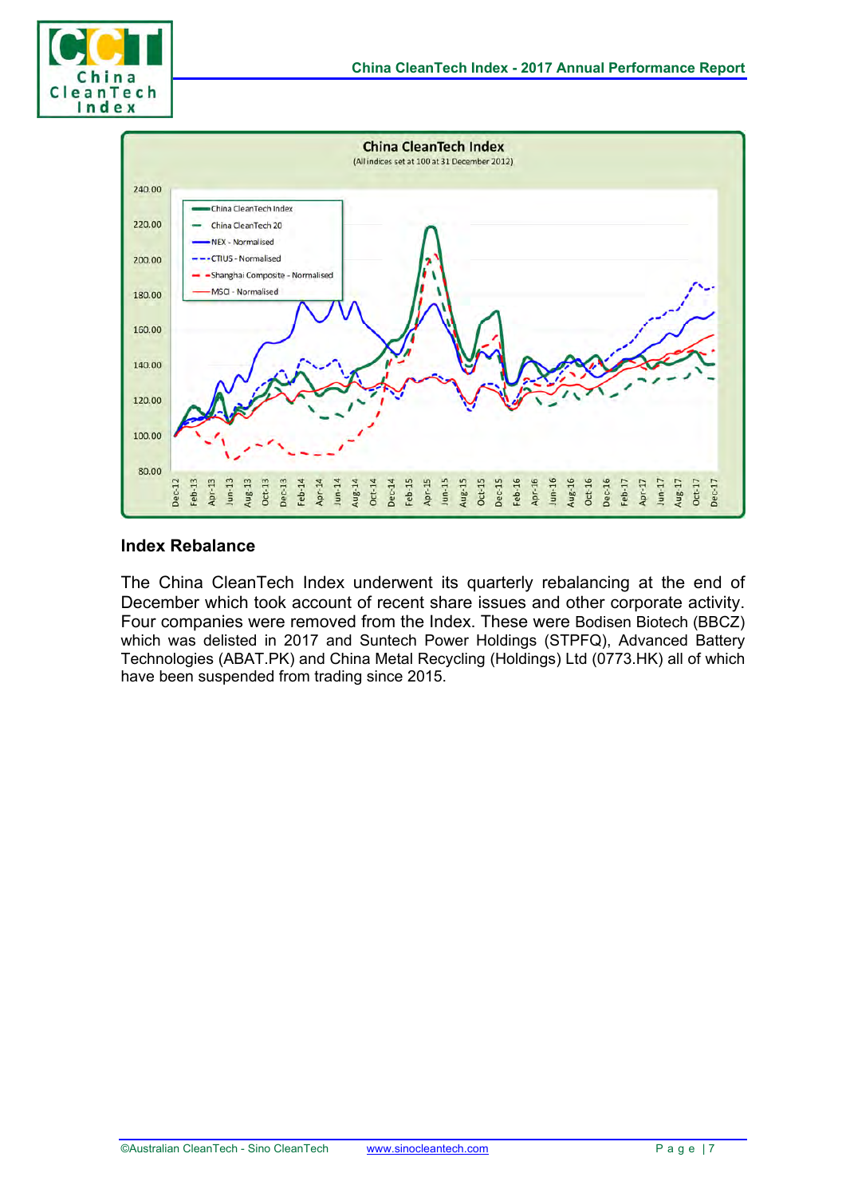**China CleanTech Index**
(All indices set at 100 at 31 December 2012)

China CleanTech Index
China CleanTech 20
NEX - Normalised
CTIUS - Normalised
Shanghai Composite - Normalised
MSCI - Normalised

## Index Rebalance

The China CleanTech Index underwent its quarterly rebalancing at the end of December which took account of recent share issues and other corporate activity. Four companies were removed from the Index. These were Bodisen Biotech (BBCZ) which was delisted in 2017 and Suntech Power Holdings (STPFQ), Advanced Battery Technologies (ABAT.PK) and China Metal Recycling (Holdings) Ltd (0773.HK) all of which have been suspended from trading since 2015.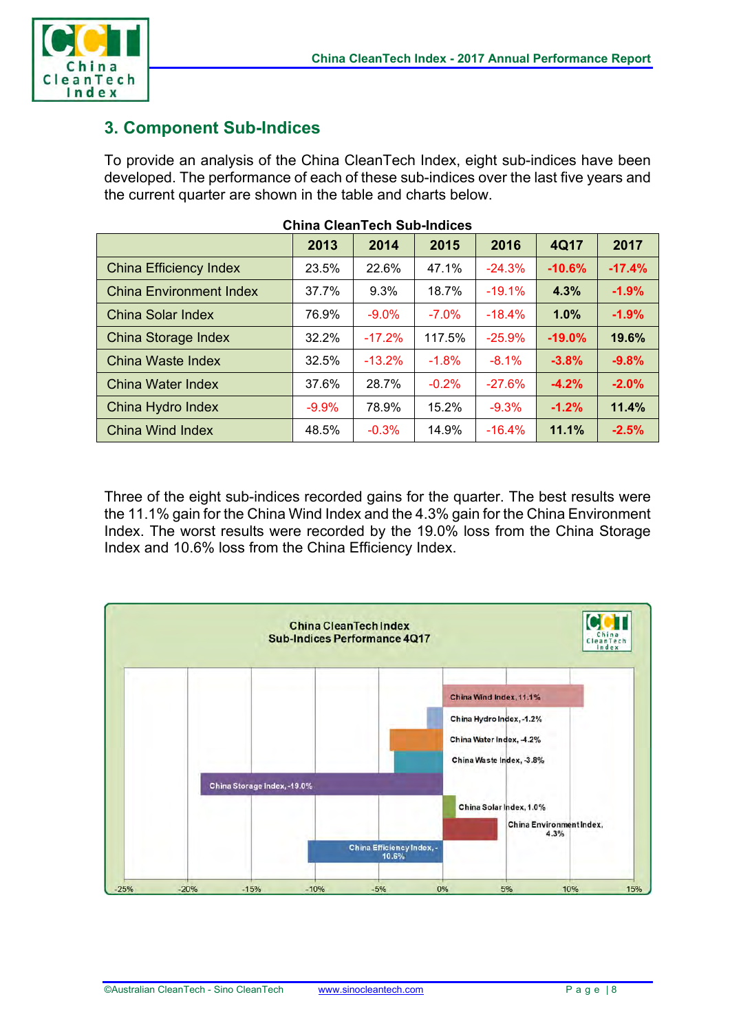## 3. Component Sub-Indices

To provide an analysis of the China CleanTech Index, eight sub-indices have been developed. The performance of each of these sub-indices over the last five years and the current quarter are shown in the table and charts below.

**China CleanTech Sub-Indices**

| | 2013 | 2014 | 2015 | 2016 | 4Q17 | 2017 |
|---|---|---|---|---|---|---|
| China Efficiency Index | 23.5% | 22.6% | 47.1% | -24.3% | **-10.6%** | **-17.4%** |
| China Environment Index | 37.7% | 9.3% | 18.7% | -19.1% | **4.3%** | **-1.9%** |
| China Solar Index | 76.9% | -9.0% | -7.0% | -18.4% | **1.0%** | **-1.9%** |
| China Storage Index | 32.2% | -17.2% | 117.5% | -25.9% | **-19.0%** | **19.6%** |
| China Waste Index | 32.5% | -13.2% | -1.8% | -8.1% | **-3.8%** | **-9.8%** |
| China Water Index | 37.6% | 28.7% | -0.2% | -27.6% | **-4.2%** | **-2.0%** |
| China Hydro Index | -9.9% | 78.9% | 15.2% | -9.3% | **-1.2%** | **11.4%** |
| China Wind Index | 48.5% | -0.3% | 14.9% | -16.4% | **11.1%** | **-2.5%** |

Three of the eight sub-indices recorded gains for the quarter. The best results were the 11.1% gain for the China Wind Index and the 4.3% gain for the China Environment Index. The worst results were recorded by the 19.0% loss from the China Storage Index and 10.6% loss from the China Efficiency Index.

**China CleanTech Index**
**Sub-Indices Performance 4Q17**

| Sub-Index | 4Q17 |
|---|---|
| China Wind Index | 11.1% |
| China Hydro Index | -1.2% |
| China Water Index | -4.2% |
| China Waste Index | -3.8% |
| China Storage Index | -19.0% |
| China Solar Index | 1.0% |
| China Environment Index | 4.3% |
| China Efficiency Index | -10.6% |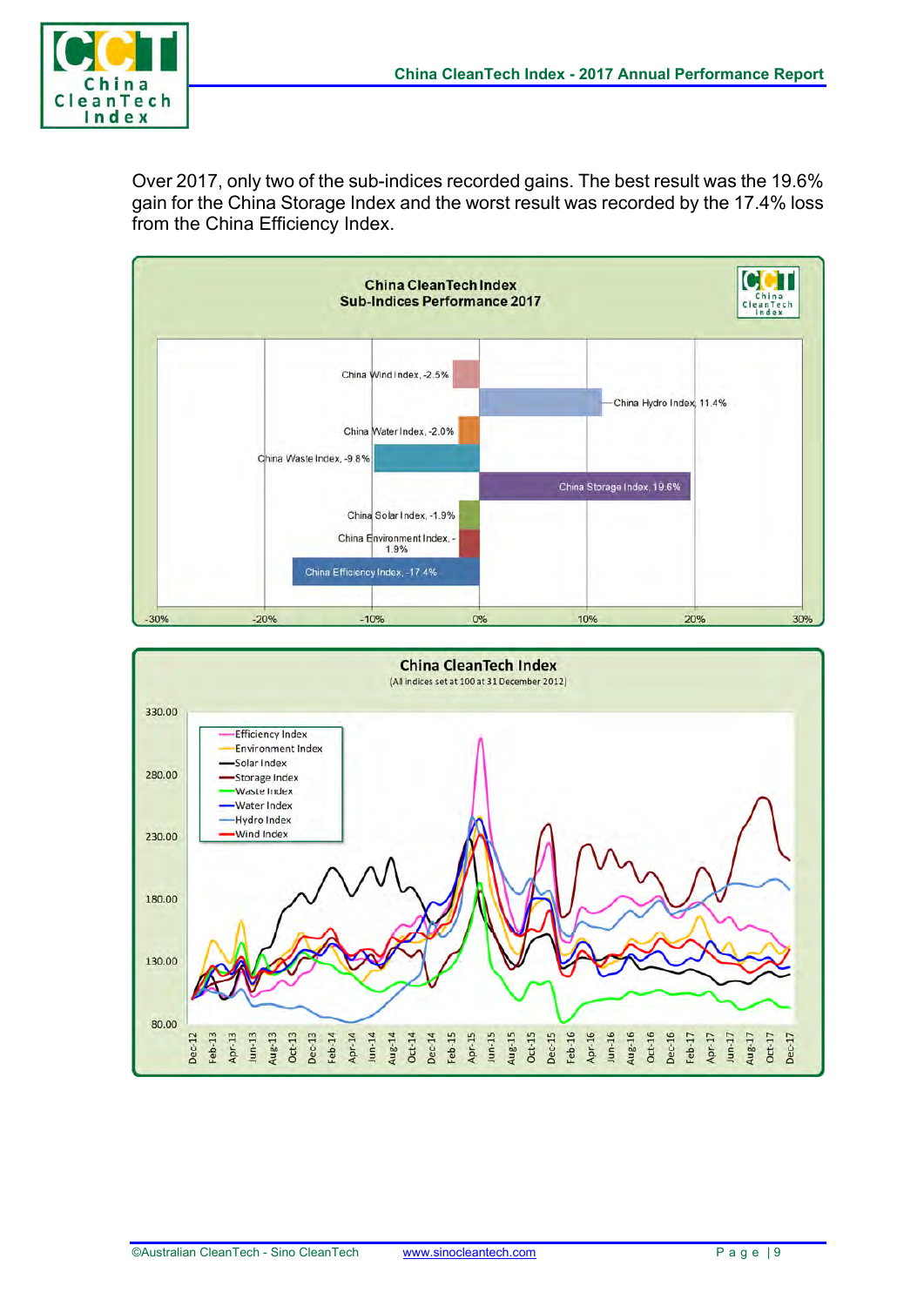Over 2017, only two of the sub-indices recorded gains. The best result was the 19.6% gain for the China Storage Index and the worst result was recorded by the 17.4% loss from the China Efficiency Index.

**China CleanTech Index**
**Sub-Indices Performance 2017**

| Sub-Index | 2017 Performance |
| --- | --- |
| China Wind Index | -2.5% |
| China Hydro Index | 11.4% |
| China Water Index | -2.0% |
| China Waste Index | -9.8% |
| China Storage Index | 19.6% |
| China Solar Index | -1.9% |
| China Environment Index | -1.9% |
| China Efficiency Index | -17.4% |

**China CleanTech Index**
(All indices set at 100 at 31 December 2012)

Legend: Efficiency Index, Environment Index, Solar Index, Storage Index, Waste Index, Water Index, Hydro Index, Wind Index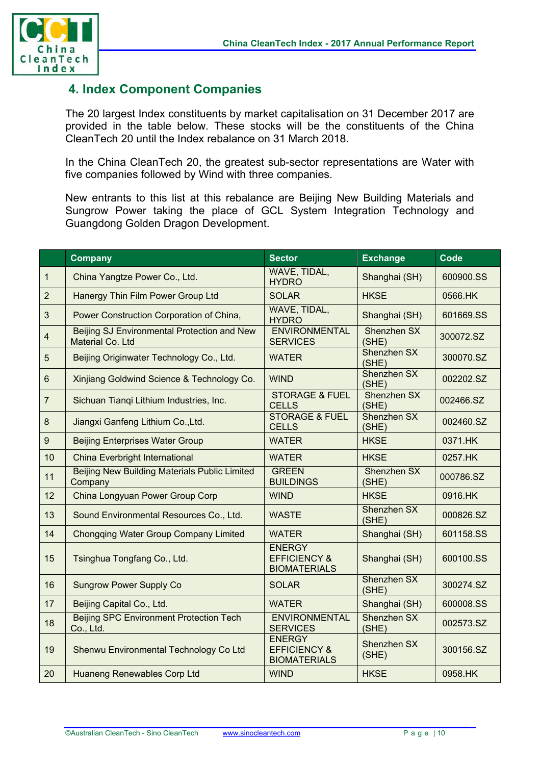## 4. Index Component Companies

The 20 largest Index constituents by market capitalisation on 31 December 2017 are provided in the table below. These stocks will be the constituents of the China CleanTech 20 until the Index rebalance on 31 March 2018.

In the China CleanTech 20, the greatest sub-sector representations are Water with five companies followed by Wind with three companies.

New entrants to this list at this rebalance are Beijing New Building Materials and Sungrow Power taking the place of GCL System Integration Technology and Guangdong Golden Dragon Development.

| | Company | Sector | Exchange | Code |
|---|---|---|---|---|
| 1 | China Yangtze Power Co., Ltd. | WAVE, TIDAL, HYDRO | Shanghai (SH) | 600900.SS |
| 2 | Hanergy Thin Film Power Group Ltd | SOLAR | HKSE | 0566.HK |
| 3 | Power Construction Corporation of China, | WAVE, TIDAL, HYDRO | Shanghai (SH) | 601669.SS |
| 4 | Beijing SJ Environmental Protection and New Material Co. Ltd | ENVIRONMENTAL SERVICES | Shenzhen SX (SHE) | 300072.SZ |
| 5 | Beijing Originwater Technology Co., Ltd. | WATER | Shenzhen SX (SHE) | 300070.SZ |
| 6 | Xinjiang Goldwind Science & Technology Co. | WIND | Shenzhen SX (SHE) | 002202.SZ |
| 7 | Sichuan Tianqi Lithium Industries, Inc. | STORAGE & FUEL CELLS | Shenzhen SX (SHE) | 002466.SZ |
| 8 | Jiangxi Ganfeng Lithium Co.,Ltd. | STORAGE & FUEL CELLS | Shenzhen SX (SHE) | 002460.SZ |
| 9 | Beijing Enterprises Water Group | WATER | HKSE | 0371.HK |
| 10 | China Everbright International | WATER | HKSE | 0257.HK |
| 11 | Beijing New Building Materials Public Limited Company | GREEN BUILDINGS | Shenzhen SX (SHE) | 000786.SZ |
| 12 | China Longyuan Power Group Corp | WIND | HKSE | 0916.HK |
| 13 | Sound Environmental Resources Co., Ltd. | WASTE | Shenzhen SX (SHE) | 000826.SZ |
| 14 | Chongqing Water Group Company Limited | WATER | Shanghai (SH) | 601158.SS |
| 15 | Tsinghua Tongfang Co., Ltd. | ENERGY EFFICIENCY & BIOMATERIALS | Shanghai (SH) | 600100.SS |
| 16 | Sungrow Power Supply Co | SOLAR | Shenzhen SX (SHE) | 300274.SZ |
| 17 | Beijing Capital Co., Ltd. | WATER | Shanghai (SH) | 600008.SS |
| 18 | Beijing SPC Environment Protection Tech Co., Ltd. | ENVIRONMENTAL SERVICES | Shenzhen SX (SHE) | 002573.SZ |
| 19 | Shenwu Environmental Technology Co Ltd | ENERGY EFFICIENCY & BIOMATERIALS | Shenzhen SX (SHE) | 300156.SZ |
| 20 | Huaneng Renewables Corp Ltd | WIND | HKSE | 0958.HK |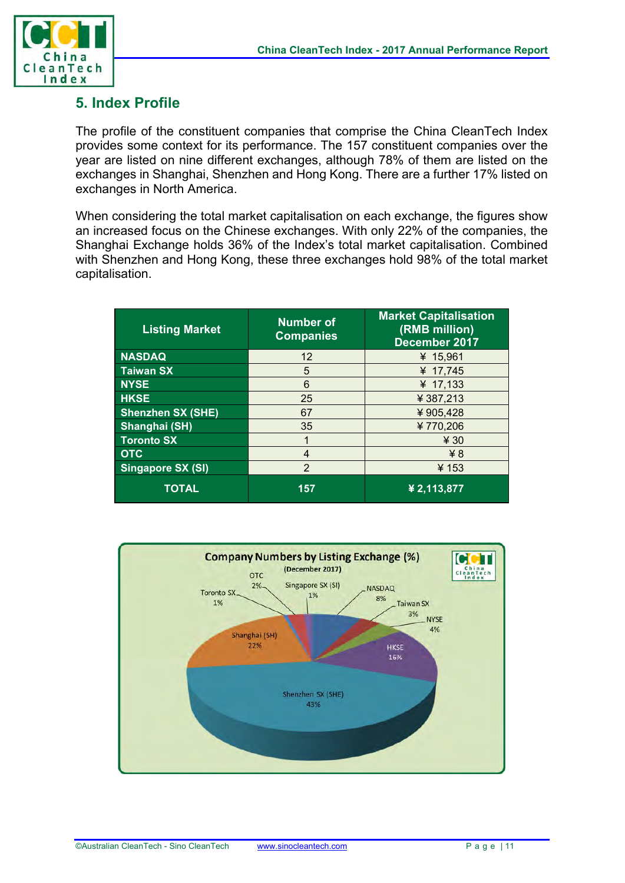## 5. Index Profile

The profile of the constituent companies that comprise the China CleanTech Index provides some context for its performance. The 157 constituent companies over the year are listed on nine different exchanges, although 78% of them are listed on the exchanges in Shanghai, Shenzhen and Hong Kong. There are a further 17% listed on exchanges in North America.

When considering the total market capitalisation on each exchange, the figures show an increased focus on the Chinese exchanges. With only 22% of the companies, the Shanghai Exchange holds 36% of the Index's total market capitalisation. Combined with Shenzhen and Hong Kong, these three exchanges hold 98% of the total market capitalisation.

| Listing Market | Number of Companies | Market Capitalisation (RMB million) December 2017 |
|---|---|---|
| NASDAQ | 12 | ¥ 15,961 |
| Taiwan SX | 5 | ¥ 17,745 |
| NYSE | 6 | ¥ 17,133 |
| HKSE | 25 | ¥ 387,213 |
| Shenzhen SX (SHE) | 67 | ¥ 905,428 |
| Shanghai (SH) | 35 | ¥ 770,206 |
| Toronto SX | 1 | ¥ 30 |
| OTC | 4 | ¥ 8 |
| Singapore SX (SI) | 2 | ¥ 153 |
| **TOTAL** | **157** | **¥ 2,113,877** |

**Company Numbers by Listing Exchange (%)**
(December 2017)

| Exchange | % |
|---|---|
| Shenzhen SX (SHE) | 43% |
| Shanghai (SH) | 22% |
| HKSE | 16% |
| NASDAQ | 8% |
| NYSE | 4% |
| Taiwan SX | 3% |
| OTC | 2% |
| Toronto SX | 1% |
| Singapore SX (SI) | 1% |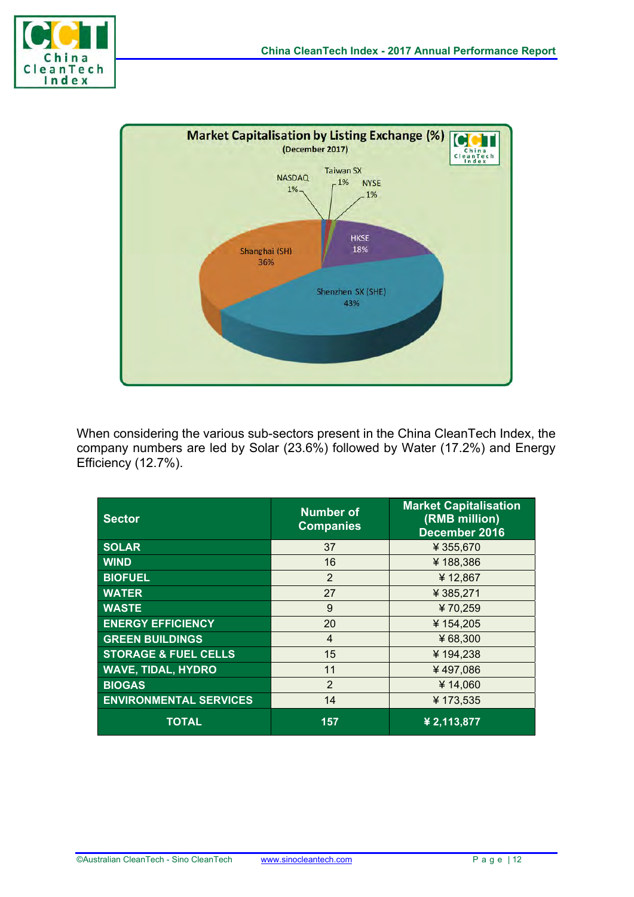**Market Capitalisation by Listing Exchange (%)**
(December 2017)

NASDAQ 1%, Taiwan SX 1%, NYSE 1%, HKSE 18%, Shenzhen SX (SHE) 43%, Shanghai (SH) 36%

When considering the various sub-sectors present in the China CleanTech Index, the company numbers are led by Solar (23.6%) followed by Water (17.2%) and Energy Efficiency (12.7%).

| Sector | Number of Companies | Market Capitalisation (RMB million) December 2016 |
|---|---|---|
| SOLAR | 37 | ¥ 355,670 |
| WIND | 16 | ¥ 188,386 |
| BIOFUEL | 2 | ¥ 12,867 |
| WATER | 27 | ¥ 385,271 |
| WASTE | 9 | ¥ 70,259 |
| ENERGY EFFICIENCY | 20 | ¥ 154,205 |
| GREEN BUILDINGS | 4 | ¥ 68,300 |
| STORAGE & FUEL CELLS | 15 | ¥ 194,238 |
| WAVE, TIDAL, HYDRO | 11 | ¥ 497,086 |
| BIOGAS | 2 | ¥ 14,060 |
| ENVIRONMENTAL SERVICES | 14 | ¥ 173,535 |
| **TOTAL** | **157** | **¥ 2,113,877** |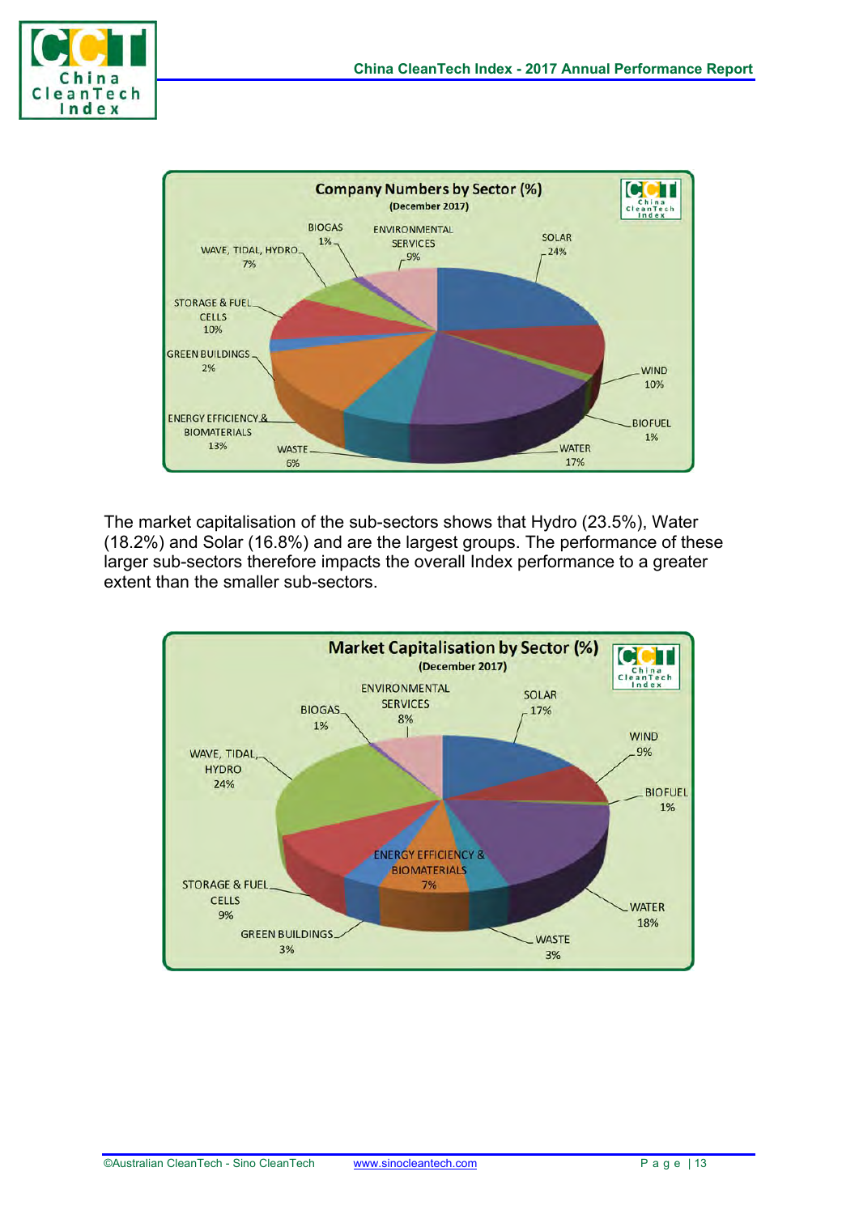**Company Numbers by Sector (%)**
(December 2017)

| Sector | % |
|---|---|
| SOLAR | 24% |
| WIND | 10% |
| BIOFUEL | 1% |
| WATER | 17% |
| WASTE | 6% |
| ENERGY EFFICIENCY & BIOMATERIALS | 13% |
| GREEN BUILDINGS | 2% |
| STORAGE & FUEL CELLS | 10% |
| WAVE, TIDAL, HYDRO | 7% |
| BIOGAS | 1% |
| ENVIRONMENTAL SERVICES | 9% |

The market capitalisation of the sub-sectors shows that Hydro (23.5%), Water (18.2%) and Solar (16.8%) and are the largest groups. The performance of these larger sub-sectors therefore impacts the overall Index performance to a greater extent than the smaller sub-sectors.

**Market Capitalisation by Sector (%)**
(December 2017)

| Sector | % |
|---|---|
| SOLAR | 17% |
| WIND | 9% |
| BIOFUEL | 1% |
| WATER | 18% |
| WASTE | 3% |
| ENERGY EFFICIENCY & BIOMATERIALS | 7% |
| GREEN BUILDINGS | 3% |
| STORAGE & FUEL CELLS | 9% |
| WAVE, TIDAL, HYDRO | 24% |
| BIOGAS | 1% |
| ENVIRONMENTAL SERVICES | 8% |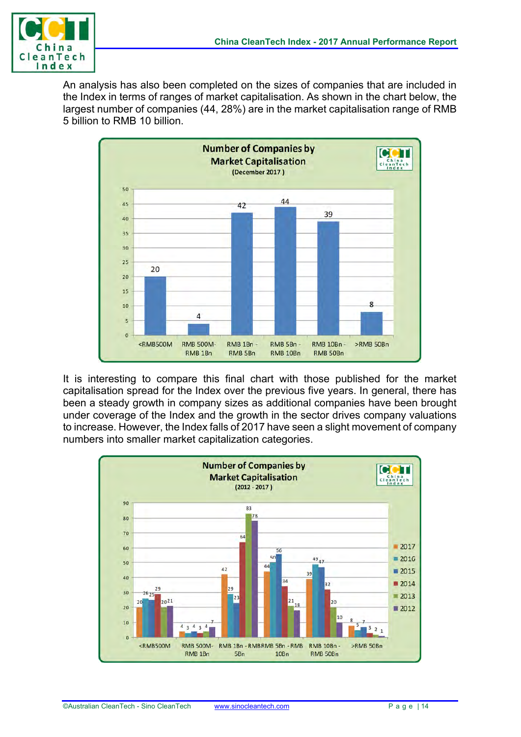An analysis has also been completed on the sizes of companies that are included in the Index in terms of ranges of market capitalisation. As shown in the chart below, the largest number of companies (44, 28%) are in the market capitalisation range of RMB 5 billion to RMB 10 billion.

Number of Companies by Market Capitalisation
(December 2017 )

50
45
40
35
30
25
20
15
10
5
0

20
4
42
44
39
8

<RMB500M
RMB 500M-RMB 1Bn
RMB 1Bn - RMB 5Bn
RMB 5Bn - RMB 10Bn
RMB 10Bn - RMB 50Bn
>RMB 50Bn

It is interesting to compare this final chart with those published for the market capitalisation spread for the Index over the previous five years. In general, there has been a steady growth in company sizes as additional companies have been brought under coverage of the Index and the growth in the sector drives company valuations to increase. However, the Index falls of 2017 have seen a slight movement of company numbers into smaller market capitalization categories.

Number of Companies by Market Capitalisation
(2012 - 2017 )

90
80
70
60
50
40
30
20
10
0

20 26 25 29 20 21
4 3 4 3 4 7
42 29 23 64 83 78
44 50 56 34 21 18
39 49 47 32 20 10
8 5 7 3 2 1

<RMB500M
RMB 500M-RMB 1Bn
RMB 1Bn - RMB 5Bn
RMB 5Bn - RMB 10Bn
RMB 10Bn - RMB 50Bn
>RMB 50Bn

2017
2016
2015
2014
2013
2012